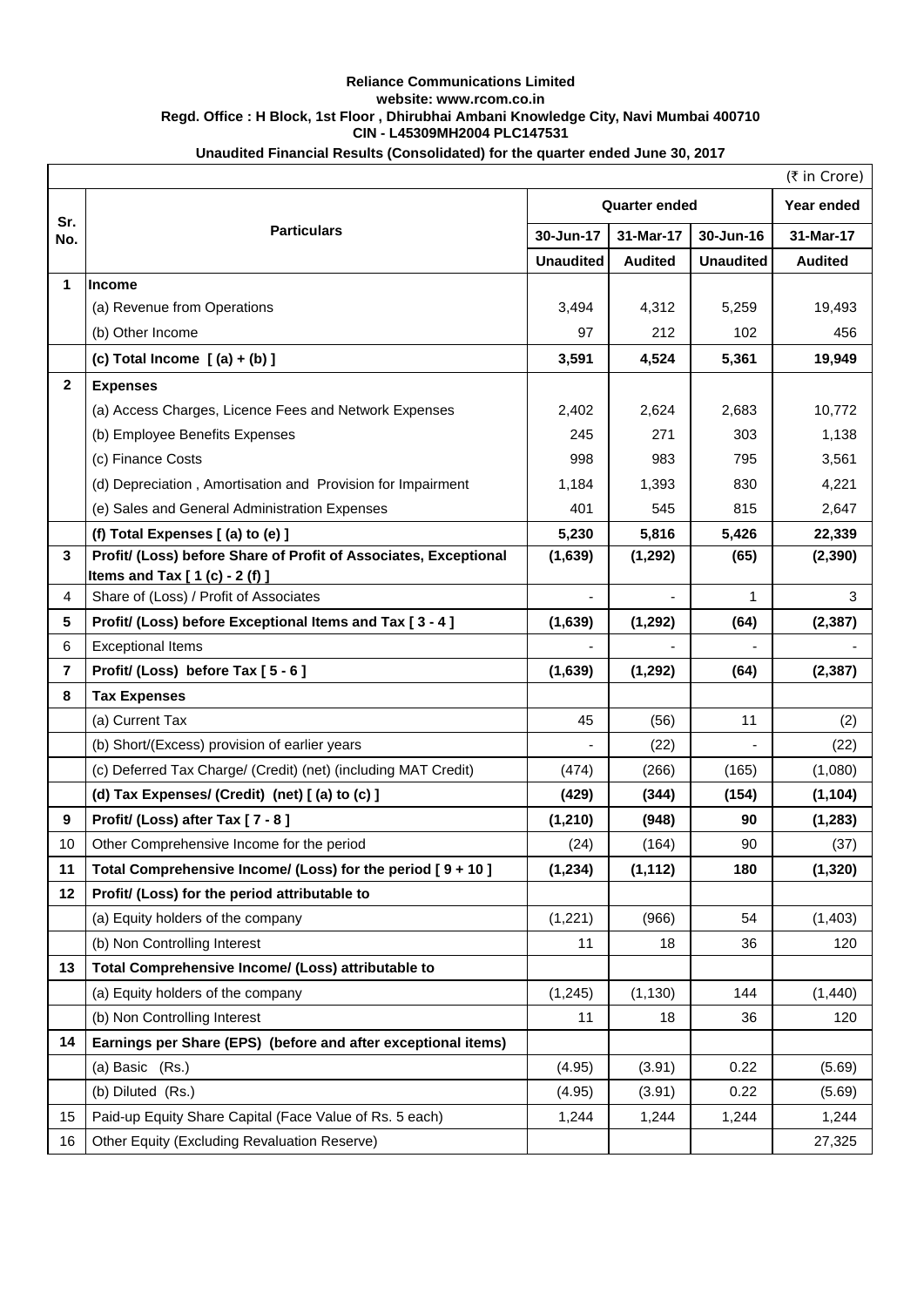**Reliance Communications Limited**
**website: www.rcom.co.in**
**Regd. Office : H Block, 1st Floor , Dhirubhai Ambani Knowledge City, Navi Mumbai 400710**
**CIN - L45309MH2004 PLC147531**

**Unaudited Financial Results (Consolidated) for the quarter ended June 30, 2017**

(₹ in Crore)

| Sr. No. | Particulars | Quarter ended | | | Year ended |
|---|---|---|---|---|---|
| | | 30-Jun-17 | 31-Mar-17 | 30-Jun-16 | 31-Mar-17 |
| | | Unaudited | Audited | Unaudited | Audited |
| **1** | **Income** | | | | |
| | (a) Revenue from Operations | 3,494 | 4,312 | 5,259 | 19,493 |
| | (b) Other Income | 97 | 212 | 102 | 456 |
| | **(c) Total Income [ (a) + (b) ]** | **3,591** | **4,524** | **5,361** | **19,949** |
| **2** | **Expenses** | | | | |
| | (a) Access Charges, Licence Fees and Network Expenses | 2,402 | 2,624 | 2,683 | 10,772 |
| | (b) Employee Benefits Expenses | 245 | 271 | 303 | 1,138 |
| | (c) Finance Costs | 998 | 983 | 795 | 3,561 |
| | (d) Depreciation , Amortisation and Provision for Impairment | 1,184 | 1,393 | 830 | 4,221 |
| | (e) Sales and General Administration Expenses | 401 | 545 | 815 | 2,647 |
| | **(f) Total Expenses [ (a) to (e) ]** | **5,230** | **5,816** | **5,426** | **22,339** |
| **3** | **Profit/ (Loss) before Share of Profit of Associates, Exceptional Items and Tax [ 1 (c) - 2 (f) ]** | **(1,639)** | **(1,292)** | **(65)** | **(2,390)** |
| 4 | Share of (Loss) / Profit of Associates | - | - | 1 | 3 |
| **5** | **Profit/ (Loss) before Exceptional Items and Tax [ 3 - 4 ]** | **(1,639)** | **(1,292)** | **(64)** | **(2,387)** |
| 6 | Exceptional Items | - | - | - | - |
| **7** | **Profit/ (Loss) before Tax [ 5 - 6 ]** | **(1,639)** | **(1,292)** | **(64)** | **(2,387)** |
| **8** | **Tax Expenses** | | | | |
| | (a) Current Tax | 45 | (56) | 11 | (2) |
| | (b) Short/(Excess) provision of earlier years | - | (22) | - | (22) |
| | (c) Deferred Tax Charge/ (Credit) (net) (including MAT Credit) | (474) | (266) | (165) | (1,080) |
| | **(d) Tax Expenses/ (Credit) (net) [ (a) to (c) ]** | **(429)** | **(344)** | **(154)** | **(1,104)** |
| **9** | **Profit/ (Loss) after Tax [ 7 - 8 ]** | **(1,210)** | **(948)** | **90** | **(1,283)** |
| 10 | Other Comprehensive Income for the period | (24) | (164) | 90 | (37) |
| **11** | **Total Comprehensive Income/ (Loss) for the period [ 9 + 10 ]** | **(1,234)** | **(1,112)** | **180** | **(1,320)** |
| **12** | **Profit/ (Loss) for the period attributable to** | | | | |
| | (a) Equity holders of the company | (1,221) | (966) | 54 | (1,403) |
| | (b) Non Controlling Interest | 11 | 18 | 36 | 120 |
| **13** | **Total Comprehensive Income/ (Loss) attributable to** | | | | |
| | (a) Equity holders of the company | (1,245) | (1,130) | 144 | (1,440) |
| | (b) Non Controlling Interest | 11 | 18 | 36 | 120 |
| **14** | **Earnings per Share (EPS) (before and after exceptional items)** | | | | |
| | (a) Basic (Rs.) | (4.95) | (3.91) | 0.22 | (5.69) |
| | (b) Diluted (Rs.) | (4.95) | (3.91) | 0.22 | (5.69) |
| 15 | Paid-up Equity Share Capital (Face Value of Rs. 5 each) | 1,244 | 1,244 | 1,244 | 1,244 |
| 16 | Other Equity (Excluding Revaluation Reserve) | | | | 27,325 |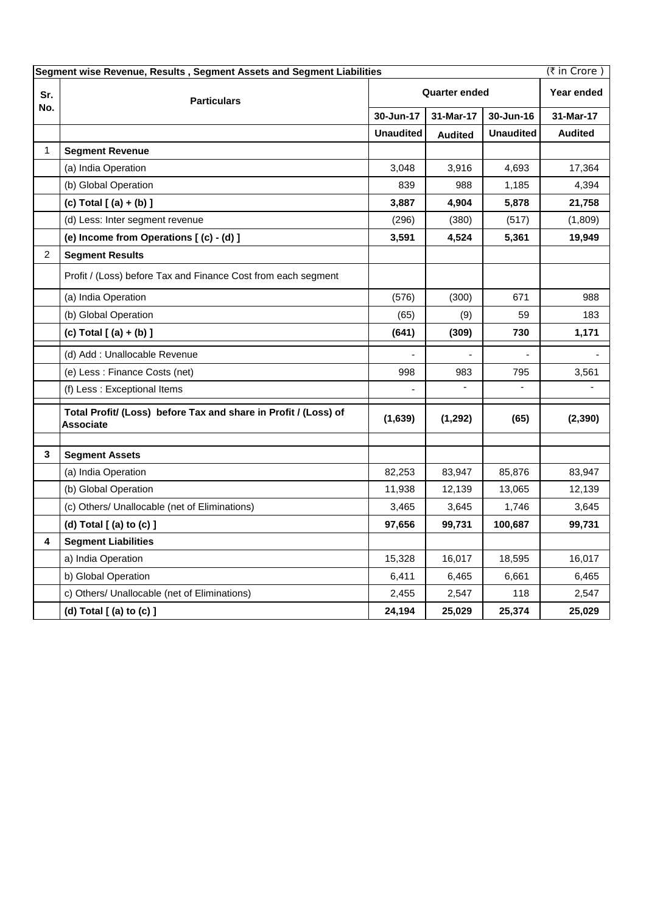| Segment wise Revenue, Results , Segment Assets and Segment Liabilities | | | | | (₹ in Crore ) |
|---|---|---|---|---|---|
| Sr. No. | Particulars | Quarter ended | | | Year ended |
| | | 30-Jun-17 | 31-Mar-17 | 30-Jun-16 | 31-Mar-17 |
| | | Unaudited | Audited | Unaudited | Audited |
| 1 | **Segment Revenue** | | | | |
| | (a) India Operation | 3,048 | 3,916 | 4,693 | 17,364 |
| | (b) Global Operation | 839 | 988 | 1,185 | 4,394 |
| | **(c) Total [ (a) + (b) ]** | **3,887** | **4,904** | **5,878** | **21,758** |
| | (d) Less: Inter segment revenue | (296) | (380) | (517) | (1,809) |
| | **(e) Income from Operations [ (c) - (d) ]** | **3,591** | **4,524** | **5,361** | **19,949** |
| 2 | **Segment Results** | | | | |
| | Profit / (Loss) before Tax and Finance Cost from each segment | | | | |
| | (a) India Operation | (576) | (300) | 671 | 988 |
| | (b) Global Operation | (65) | (9) | 59 | 183 |
| | **(c) Total [ (a) + (b) ]** | **(641)** | **(309)** | **730** | **1,171** |
| | (d) Add : Unallocable Revenue | - | - | - | - |
| | (e) Less : Finance Costs (net) | 998 | 983 | 795 | 3,561 |
| | (f) Less : Exceptional Items | - | - | - | - |
| | **Total Profit/ (Loss) before Tax and share in Profit / (Loss) of Associate** | **(1,639)** | **(1,292)** | **(65)** | **(2,390)** |
| **3** | **Segment Assets** | | | | |
| | (a) India Operation | 82,253 | 83,947 | 85,876 | 83,947 |
| | (b) Global Operation | 11,938 | 12,139 | 13,065 | 12,139 |
| | (c) Others/ Unallocable (net of Eliminations) | 3,465 | 3,645 | 1,746 | 3,645 |
| | **(d) Total [ (a) to (c) ]** | **97,656** | **99,731** | **100,687** | **99,731** |
| **4** | **Segment Liabilities** | | | | |
| | a) India Operation | 15,328 | 16,017 | 18,595 | 16,017 |
| | b) Global Operation | 6,411 | 6,465 | 6,661 | 6,465 |
| | c) Others/ Unallocable (net of Eliminations) | 2,455 | 2,547 | 118 | 2,547 |
| | **(d) Total [ (a) to (c) ]** | **24,194** | **25,029** | **25,374** | **25,029** |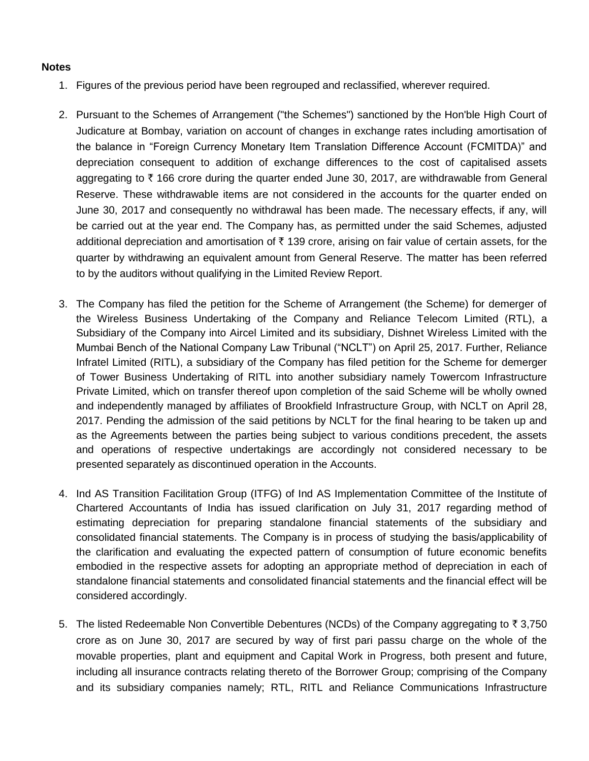**Notes**

1. Figures of the previous period have been regrouped and reclassified, wherever required.

2. Pursuant to the Schemes of Arrangement ("the Schemes") sanctioned by the Hon'ble High Court of Judicature at Bombay, variation on account of changes in exchange rates including amortisation of the balance in "Foreign Currency Monetary Item Translation Difference Account (FCMITDA)" and depreciation consequent to addition of exchange differences to the cost of capitalised assets aggregating to ₹ 166 crore during the quarter ended June 30, 2017, are withdrawable from General Reserve. These withdrawable items are not considered in the accounts for the quarter ended on June 30, 2017 and consequently no withdrawal has been made. The necessary effects, if any, will be carried out at the year end. The Company has, as permitted under the said Schemes, adjusted additional depreciation and amortisation of ₹ 139 crore, arising on fair value of certain assets, for the quarter by withdrawing an equivalent amount from General Reserve. The matter has been referred to by the auditors without qualifying in the Limited Review Report.

3. The Company has filed the petition for the Scheme of Arrangement (the Scheme) for demerger of the Wireless Business Undertaking of the Company and Reliance Telecom Limited (RTL), a Subsidiary of the Company into Aircel Limited and its subsidiary, Dishnet Wireless Limited with the Mumbai Bench of the National Company Law Tribunal ("NCLT") on April 25, 2017. Further, Reliance Infratel Limited (RITL), a subsidiary of the Company has filed petition for the Scheme for demerger of Tower Business Undertaking of RITL into another subsidiary namely Towercom Infrastructure Private Limited, which on transfer thereof upon completion of the said Scheme will be wholly owned and independently managed by affiliates of Brookfield Infrastructure Group, with NCLT on April 28, 2017. Pending the admission of the said petitions by NCLT for the final hearing to be taken up and as the Agreements between the parties being subject to various conditions precedent, the assets and operations of respective undertakings are accordingly not considered necessary to be presented separately as discontinued operation in the Accounts.

4. Ind AS Transition Facilitation Group (ITFG) of Ind AS Implementation Committee of the Institute of Chartered Accountants of India has issued clarification on July 31, 2017 regarding method of estimating depreciation for preparing standalone financial statements of the subsidiary and consolidated financial statements. The Company is in process of studying the basis/applicability of the clarification and evaluating the expected pattern of consumption of future economic benefits embodied in the respective assets for adopting an appropriate method of depreciation in each of standalone financial statements and consolidated financial statements and the financial effect will be considered accordingly.

5. The listed Redeemable Non Convertible Debentures (NCDs) of the Company aggregating to ₹ 3,750 crore as on June 30, 2017 are secured by way of first pari passu charge on the whole of the movable properties, plant and equipment and Capital Work in Progress, both present and future, including all insurance contracts relating thereto of the Borrower Group; comprising of the Company and its subsidiary companies namely; RTL, RITL and Reliance Communications Infrastructure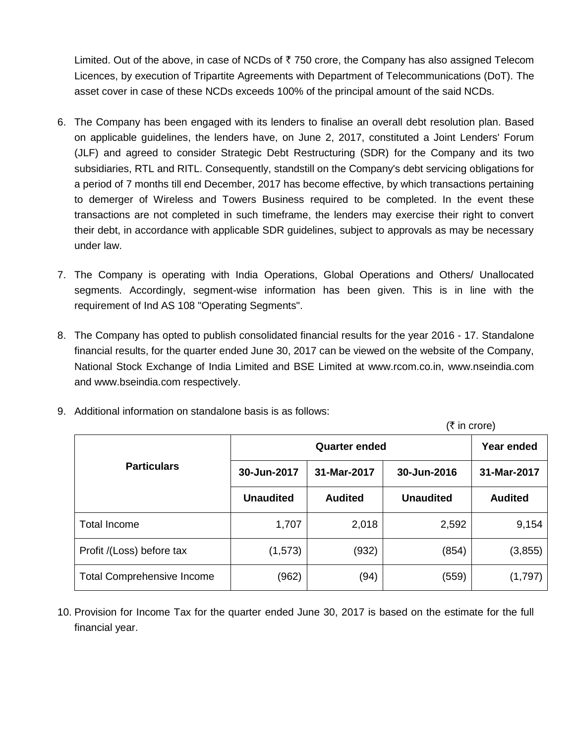Limited. Out of the above, in case of NCDs of ₹ 750 crore, the Company has also assigned Telecom Licences, by execution of Tripartite Agreements with Department of Telecommunications (DoT). The asset cover in case of these NCDs exceeds 100% of the principal amount of the said NCDs.

6. The Company has been engaged with its lenders to finalise an overall debt resolution plan. Based on applicable guidelines, the lenders have, on June 2, 2017, constituted a Joint Lenders' Forum (JLF) and agreed to consider Strategic Debt Restructuring (SDR) for the Company and its two subsidiaries, RTL and RITL. Consequently, standstill on the Company's debt servicing obligations for a period of 7 months till end December, 2017 has become effective, by which transactions pertaining to demerger of Wireless and Towers Business required to be completed. In the event these transactions are not completed in such timeframe, the lenders may exercise their right to convert their debt, in accordance with applicable SDR guidelines, subject to approvals as may be necessary under law.

7. The Company is operating with India Operations, Global Operations and Others/ Unallocated segments. Accordingly, segment-wise information has been given. This is in line with the requirement of Ind AS 108 "Operating Segments".

8. The Company has opted to publish consolidated financial results for the year 2016 - 17. Standalone financial results, for the quarter ended June 30, 2017 can be viewed on the website of the Company, National Stock Exchange of India Limited and BSE Limited at www.rcom.co.in, www.nseindia.com and www.bseindia.com respectively.

9. Additional information on standalone basis is as follows:

(₹ in crore)

| Particulars | Quarter ended | | | Year ended |
|---|---|---|---|---|
| | 30-Jun-2017 | 31-Mar-2017 | 30-Jun-2016 | 31-Mar-2017 |
| | Unaudited | Audited | Unaudited | Audited |
| Total Income | 1,707 | 2,018 | 2,592 | 9,154 |
| Profit /(Loss) before tax | (1,573) | (932) | (854) | (3,855) |
| Total Comprehensive Income | (962) | (94) | (559) | (1,797) |

10. Provision for Income Tax for the quarter ended June 30, 2017 is based on the estimate for the full financial year.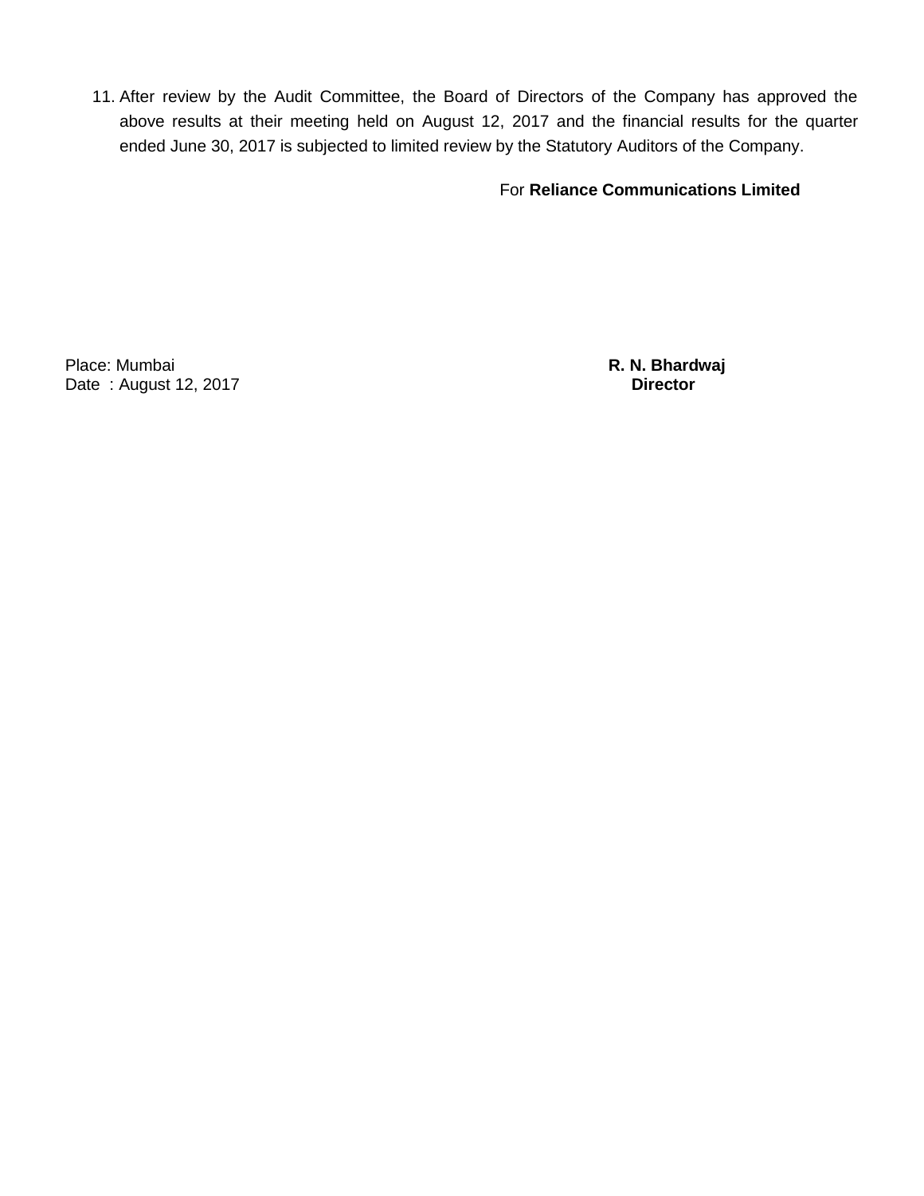11. After review by the Audit Committee, the Board of Directors of the Company has approved the above results at their meeting held on August 12, 2017 and the financial results for the quarter ended June 30, 2017 is subjected to limited review by the Statutory Auditors of the Company.

For **Reliance Communications Limited**

Place: Mumbai
Date : August 12, 2017

**R. N. Bhardwaj**
**Director**